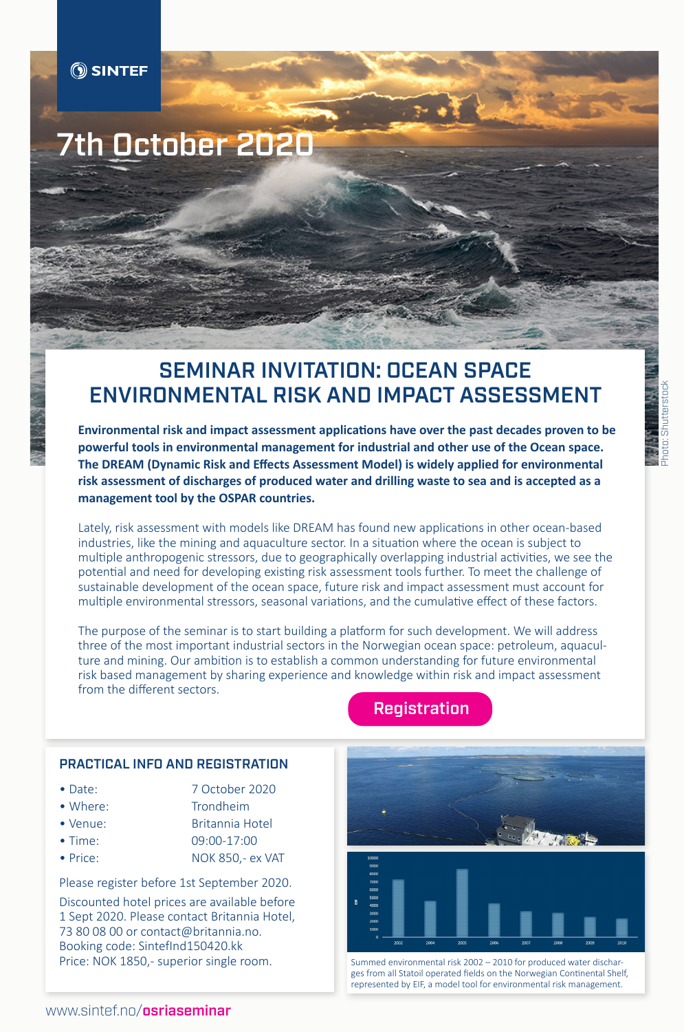SINTEF

# 7th October 2020

## SEMINAR INVITATION: OCEAN SPACE ENVIRONMENTAL RISK AND IMPACT ASSESSMENT

**Environmental risk and impact assessment applications have over the past decades proven to be powerful tools in environmental management for industrial and other use of the Ocean space. The DREAM (Dynamic Risk and Effects Assessment Model) is widely applied for environmental risk assessment of discharges of produced water and drilling waste to sea and is accepted as a management tool by the OSPAR countries.**

Lately, risk assessment with models like DREAM has found new applications in other ocean-based industries, like the mining and aquaculture sector. In a situation where the ocean is subject to multiple anthropogenic stressors, due to geographically overlapping industrial activities, we see the potential and need for developing existing risk assessment tools further. To meet the challenge of sustainable development of the ocean space, future risk and impact assessment must account for multiple environmental stressors, seasonal variations, and the cumulative effect of these factors.

The purpose of the seminar is to start building a platform for such development. We will address three of the most important industrial sectors in the Norwegian ocean space: petroleum, aquaculture and mining. Our ambition is to establish a common understanding for future environmental risk based management by sharing experience and knowledge within risk and impact assessment from the different sectors.

Registration

### PRACTICAL INFO AND REGISTRATION

- Date: 7 October 2020
- Where: Trondheim
- Venue: Britannia Hotel
- Time: 09:00-17:00
- Price: NOK 850,- ex VAT

Please register before 1st September 2020.

Discounted hotel prices are available before 1 Sept 2020. Please contact Britannia Hotel, 73 80 08 00 or contact@britannia.no. Booking code: SintefInd150420.kk
Price: NOK 1850,- superior single room.

Summed environmental risk 2002 – 2010 for produced water discharges from all Statoil operated fields on the Norwegian Continental Shelf, represented by EIF, a model tool for environmental risk management.

Photo: Shutterstock

www.sintef.no/**osriaseminar**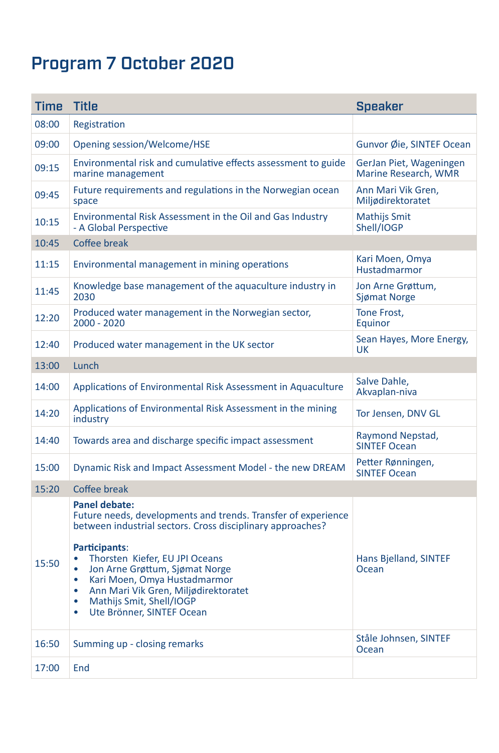# Program 7 October 2020

| Time | Title | Speaker |
| --- | --- | --- |
| 08:00 | Registration | |
| 09:00 | Opening session/Welcome/HSE | Gunvor Øie, SINTEF Ocean |
| 09:15 | Environmental risk and cumulative effects assessment to guide marine management | GerJan Piet, Wageningen Marine Research, WMR |
| 09:45 | Future requirements and regulations in the Norwegian ocean space | Ann Mari Vik Gren, Miljødirektoratet |
| 10:15 | Environmental Risk Assessment in the Oil and Gas Industry - A Global Perspective | Mathijs Smit Shell/IOGP |
| 10:45 | Coffee break | |
| 11:15 | Environmental management in mining operations | Kari Moen, Omya Hustadmarmor |
| 11:45 | Knowledge base management of the aquaculture industry in 2030 | Jon Arne Grøttum, Sjømat Norge |
| 12:20 | Produced water management in the Norwegian sector, 2000 - 2020 | Tone Frost, Equinor |
| 12:40 | Produced water management in the UK sector | Sean Hayes, More Energy, UK |
| 13:00 | Lunch | |
| 14:00 | Applications of Environmental Risk Assessment in Aquaculture | Salve Dahle, Akvaplan-niva |
| 14:20 | Applications of Environmental Risk Assessment in the mining industry | Tor Jensen, DNV GL |
| 14:40 | Towards area and discharge specific impact assessment | Raymond Nepstad, SINTEF Ocean |
| 15:00 | Dynamic Risk and Impact Assessment Model - the new DREAM | Petter Rønningen, SINTEF Ocean |
| 15:20 | Coffee break | |
| 15:50 | **Panel debate:** Future needs, developments and trends. Transfer of experience between industrial sectors. Cross disciplinary approaches?<br><br>**Participants**:<br>• Thorsten Kiefer, EU JPI Oceans<br>• Jon Arne Grøttum, Sjømat Norge<br>• Kari Moen, Omya Hustadmarmor<br>• Ann Mari Vik Gren, Miljødirektoratet<br>• Mathijs Smit, Shell/IOGP<br>• Ute Brönner, SINTEF Ocean | Hans Bjelland, SINTEF Ocean |
| 16:50 | Summing up - closing remarks | Ståle Johnsen, SINTEF Ocean |
| 17:00 | End | |